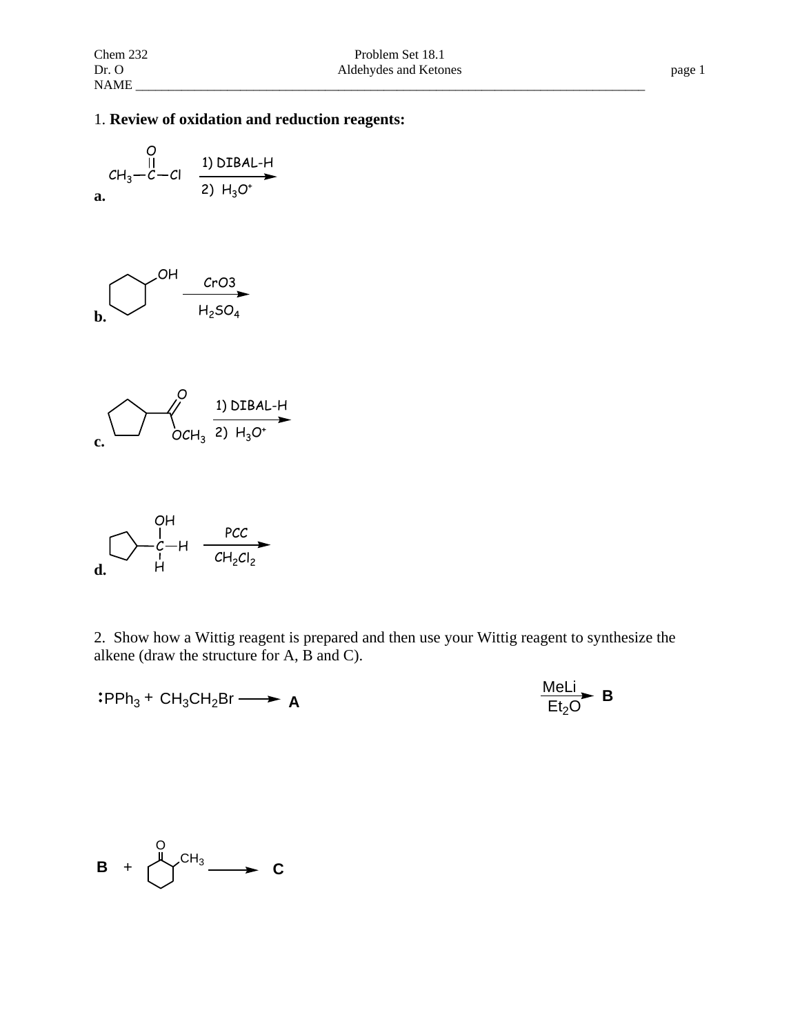Chem 232 | Problem Set 18.1 | Aldehydes and Ketones

Dr. O

NAME ______________________________________________________________________________

1. **Review of oxidation and reduction reagents:**

**a.** $CH_3-\overset{O}{\overset{||}{C}}-Cl$ $\xrightarrow[\text{2) } H_3O^+]{\text{1) DIBAL-H}}$

**b.** (cyclohexanol, OH) $\xrightarrow[H_2SO_4]{CrO3}$

**c.** (cyclopentyl–C(=O)–$OCH_3$) $\xrightarrow[\text{2) } H_3O^+]{\text{1) DIBAL-H}}$

**d.** (cyclopentyl–C(OH)(H)–H) $\xrightarrow[CH_2Cl_2]{PCC}$

2. Show how a Wittig reagent is prepared and then use your Wittig reagent to synthesize the alkene (draw the structure for A, B and C).

$:PPh_3 + CH_3CH_2Br \longrightarrow$ **A** $\xrightarrow[Et_2O]{MeLi}$ **B**

**B** + (2-methylcyclohexanone, O, $CH_3$) $\longrightarrow$ **C**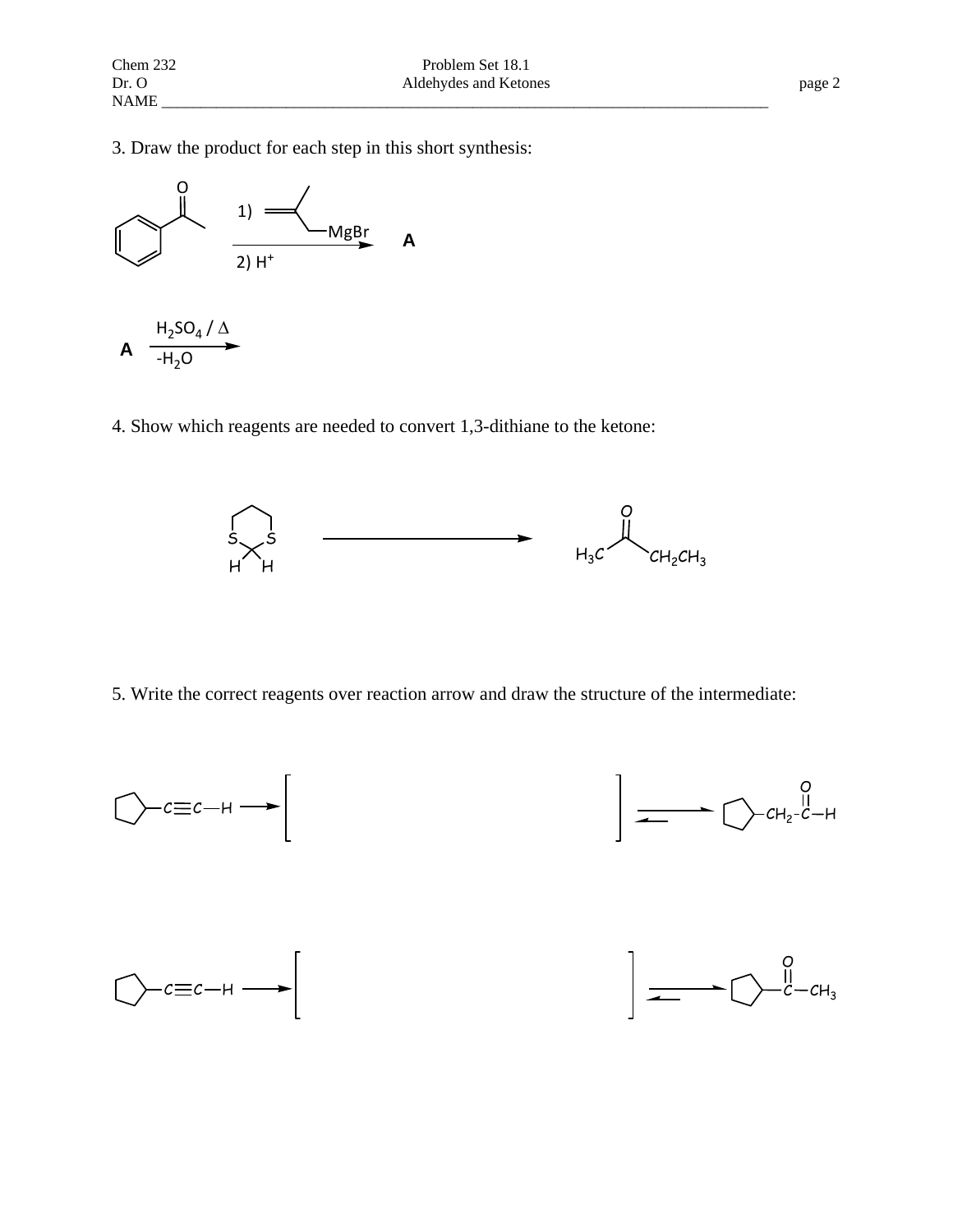3. Draw the product for each step in this short synthesis:

1) (2-methylallyl)MgBr

2) $H^+$

**A**

**A** $\xrightarrow[-H_2O]{H_2SO_4 / \Delta}$

4. Show which reagents are needed to convert 1,3-dithiane to the ketone:

$H_3C$–C(=O)–$CH_2CH_3$

5. Write the correct reagents over reaction arrow and draw the structure of the intermediate:

cyclopentyl–C≡C–H → [ ] ⇌ cyclopentyl–$CH_2$–C(=O)–H

cyclopentyl–C≡C–H → [ ] ⇌ cyclopentyl–C(=O)–$CH_3$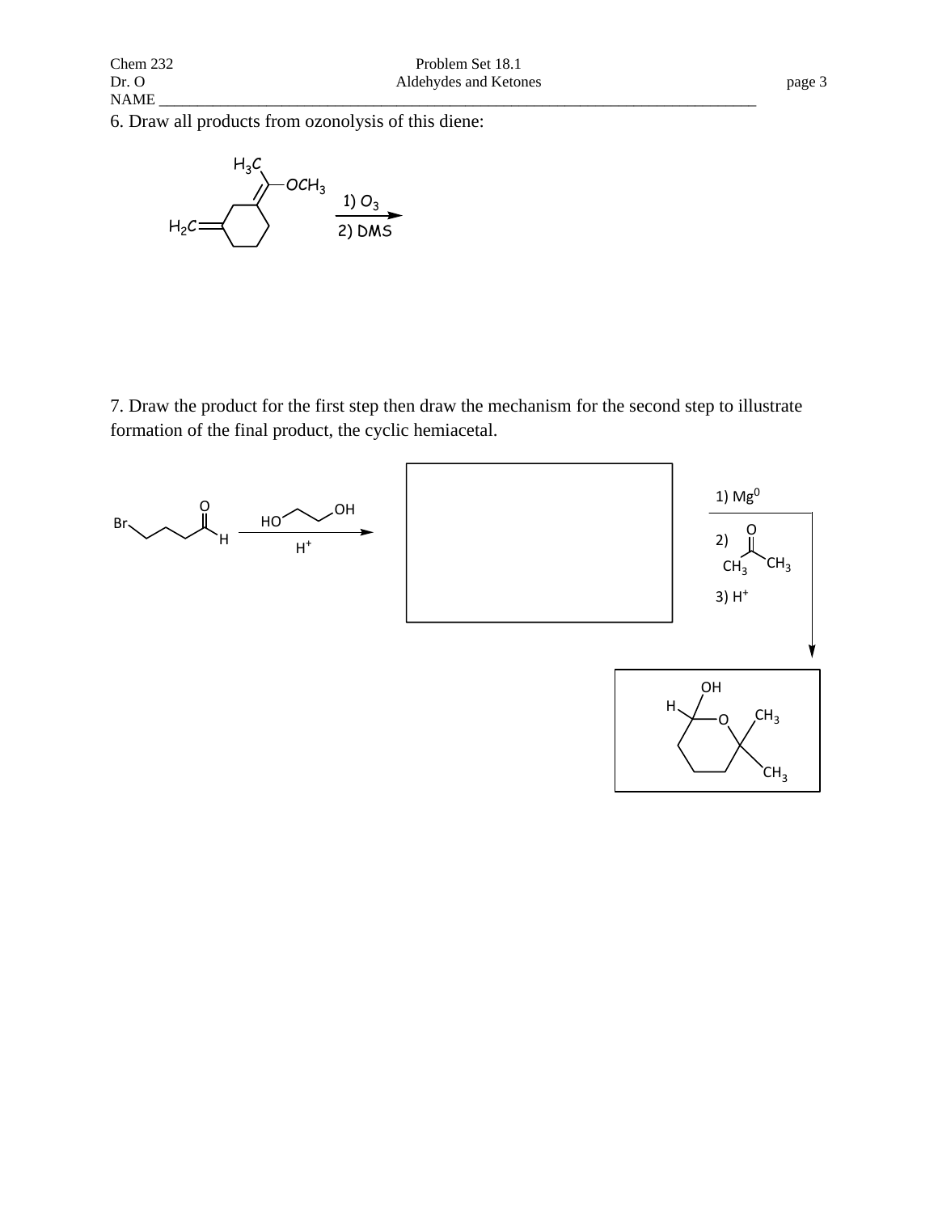6. Draw all products from ozonolysis of this diene:

$H_3C$

$OCH_3$

$H_2C$

1) $O_3$

2) DMS

7. Draw the product for the first step then draw the mechanism for the second step to illustrate formation of the final product, the cyclic hemiacetal.

Br

O

H

HO

OH

$H^+$

1) $Mg^0$

2)

O

$CH_3$

$CH_3$

3) $H^+$

OH

H

O

$CH_3$

$CH_3$